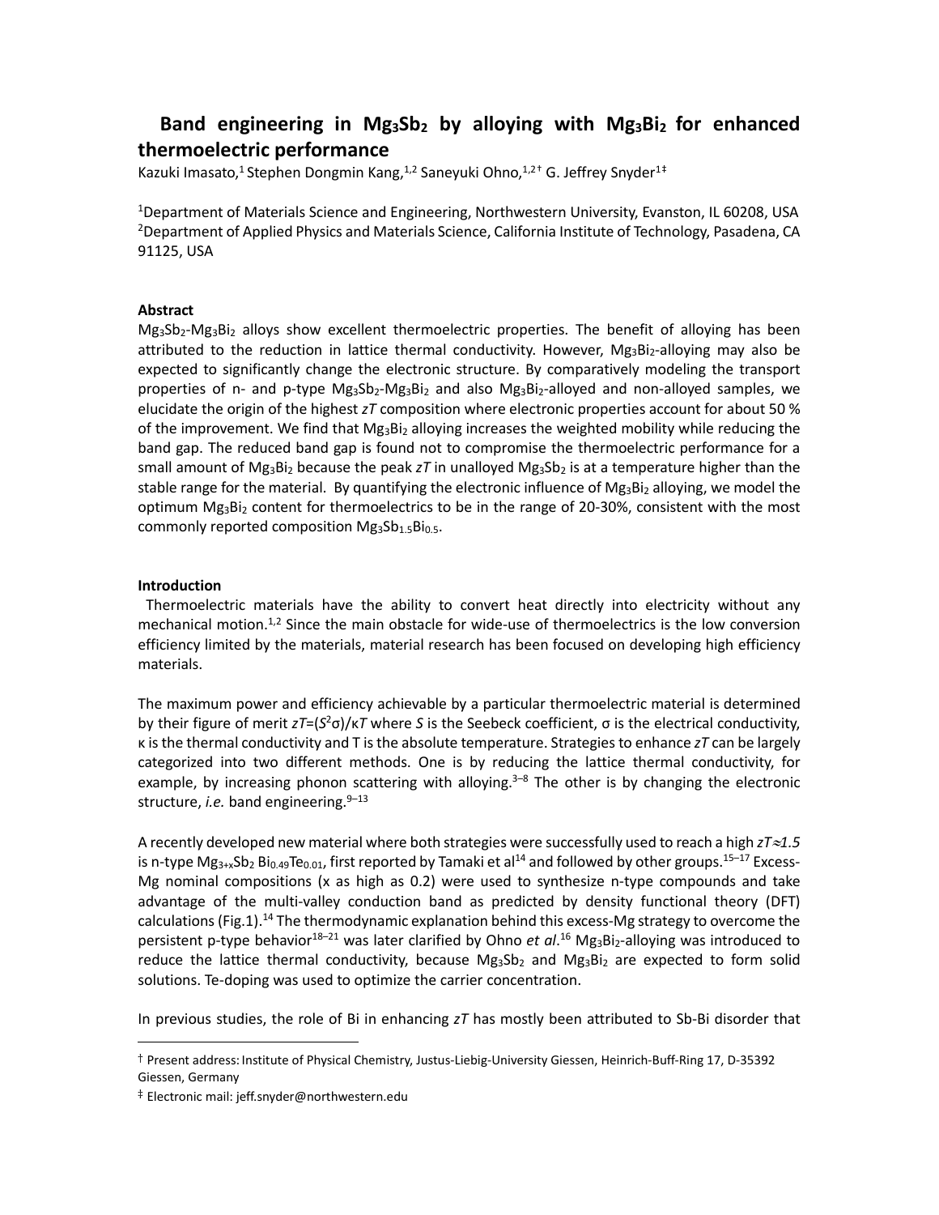# Band engineering in $Mg_3Sb_2$ by alloying with $Mg_3Bi_2$ for enhanced thermoelectric performance

Kazuki Imasato,[1] Stephen Dongmin Kang,[1,2] Saneyuki Ohno,[1,2†] G. Jeffrey Snyder[1‡]

[1]Department of Materials Science and Engineering, Northwestern University, Evanston, IL 60208, USA
[2]Department of Applied Physics and Materials Science, California Institute of Technology, Pasadena, CA 91125, USA

### Abstract

$Mg_3Sb_2$-$Mg_3Bi_2$ alloys show excellent thermoelectric properties. The benefit of alloying has been attributed to the reduction in lattice thermal conductivity. However, $Mg_3Bi_2$-alloying may also be expected to significantly change the electronic structure. By comparatively modeling the transport properties of n- and p-type $Mg_3Sb_2$-$Mg_3Bi_2$ and also $Mg_3Bi_2$-alloyed and non-alloyed samples, we elucidate the origin of the highest *zT* composition where electronic properties account for about 50 % of the improvement. We find that $Mg_3Bi_2$ alloying increases the weighted mobility while reducing the band gap. The reduced band gap is found not to compromise the thermoelectric performance for a small amount of $Mg_3Bi_2$ because the peak *zT* in unalloyed $Mg_3Sb_2$ is at a temperature higher than the stable range for the material. By quantifying the electronic influence of $Mg_3Bi_2$ alloying, we model the optimum $Mg_3Bi_2$ content for thermoelectrics to be in the range of 20-30%, consistent with the most commonly reported composition $Mg_3Sb_{1.5}Bi_{0.5}$.

### Introduction

Thermoelectric materials have the ability to convert heat directly into electricity without any mechanical motion.[1,2] Since the main obstacle for wide-use of thermoelectrics is the low conversion efficiency limited by the materials, material research has been focused on developing high efficiency materials.

The maximum power and efficiency achievable by a particular thermoelectric material is determined by their figure of merit $zT=(S^2\sigma)/\kappa T$ where *S* is the Seebeck coefficient, σ is the electrical conductivity, κ is the thermal conductivity and T is the absolute temperature. Strategies to enhance *zT* can be largely categorized into two different methods. One is by reducing the lattice thermal conductivity, for example, by increasing phonon scattering with alloying.[3–8] The other is by changing the electronic structure, *i.e.* band engineering.[9–13]

A recently developed new material where both strategies were successfully used to reach a high $zT \approx 1.5$ is n-type $Mg_{3+x}Sb_2\,Bi_{0.49}Te_{0.01}$, first reported by Tamaki et al[14] and followed by other groups.[15–17] Excess-Mg nominal compositions (x as high as 0.2) were used to synthesize n-type compounds and take advantage of the multi-valley conduction band as predicted by density functional theory (DFT) calculations (Fig.1).[14] The thermodynamic explanation behind this excess-Mg strategy to overcome the persistent p-type behavior[18–21] was later clarified by Ohno *et al*.[16] $Mg_3Bi_2$-alloying was introduced to reduce the lattice thermal conductivity, because $Mg_3Sb_2$ and $Mg_3Bi_2$ are expected to form solid solutions. Te-doping was used to optimize the carrier concentration.

In previous studies, the role of Bi in enhancing *zT* has mostly been attributed to Sb-Bi disorder that

† Present address: Institute of Physical Chemistry, Justus-Liebig-University Giessen, Heinrich-Buff-Ring 17, D-35392 Giessen, Germany

‡ Electronic mail: jeff.snyder@northwestern.edu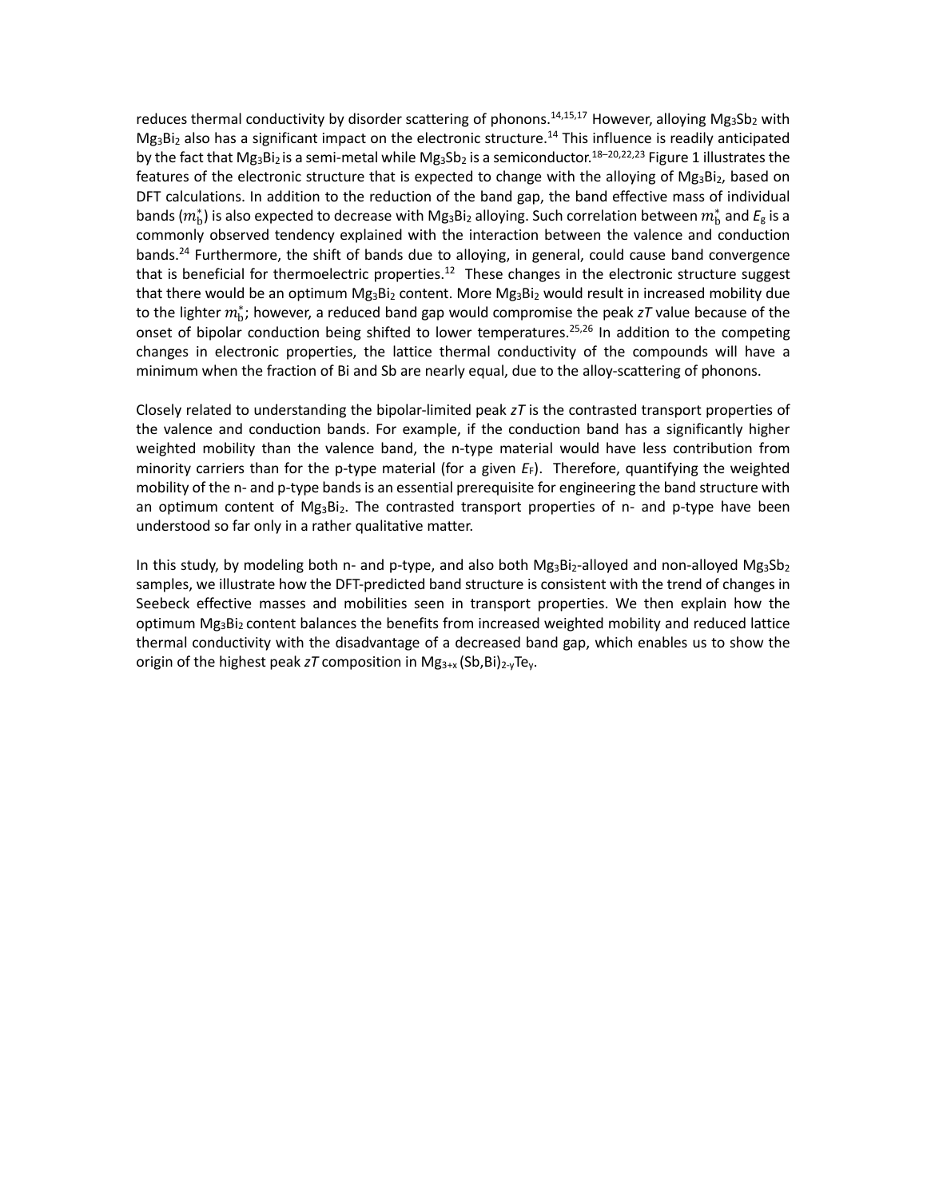reduces thermal conductivity by disorder scattering of phonons.[14,15,17] However, alloying $Mg_3Sb_2$ with $Mg_3Bi_2$ also has a significant impact on the electronic structure.[14] This influence is readily anticipated by the fact that $Mg_3Bi_2$ is a semi-metal while $Mg_3Sb_2$ is a semiconductor.[18–20,22,23] Figure 1 illustrates the features of the electronic structure that is expected to change with the alloying of $Mg_3Bi_2$, based on DFT calculations. In addition to the reduction of the band gap, the band effective mass of individual bands ($m_\mathrm{b}^*$) is also expected to decrease with $Mg_3Bi_2$ alloying. Such correlation between $m_\mathrm{b}^*$ and $E_\mathrm{g}$ is a commonly observed tendency explained with the interaction between the valence and conduction bands.[24] Furthermore, the shift of bands due to alloying, in general, could cause band convergence that is beneficial for thermoelectric properties.[12] These changes in the electronic structure suggest that there would be an optimum $Mg_3Bi_2$ content. More $Mg_3Bi_2$ would result in increased mobility due to the lighter $m_\mathrm{b}^*$; however, a reduced band gap would compromise the peak *zT* value because of the onset of bipolar conduction being shifted to lower temperatures.[25,26] In addition to the competing changes in electronic properties, the lattice thermal conductivity of the compounds will have a minimum when the fraction of Bi and Sb are nearly equal, due to the alloy-scattering of phonons.

Closely related to understanding the bipolar-limited peak *zT* is the contrasted transport properties of the valence and conduction bands. For example, if the conduction band has a significantly higher weighted mobility than the valence band, the n-type material would have less contribution from minority carriers than for the p-type material (for a given $E_\mathrm{F}$). Therefore, quantifying the weighted mobility of the n- and p-type bands is an essential prerequisite for engineering the band structure with an optimum content of $Mg_3Bi_2$. The contrasted transport properties of n- and p-type have been understood so far only in a rather qualitative matter.

In this study, by modeling both n- and p-type, and also both $Mg_3Bi_2$-alloyed and non-alloyed $Mg_3Sb_2$ samples, we illustrate how the DFT-predicted band structure is consistent with the trend of changes in Seebeck effective masses and mobilities seen in transport properties. We then explain how the optimum $Mg_3Bi_2$ content balances the benefits from increased weighted mobility and reduced lattice thermal conductivity with the disadvantage of a decreased band gap, which enables us to show the origin of the highest peak *zT* composition in $Mg_{3+x}(Sb,Bi)_{2-y}Te_y$.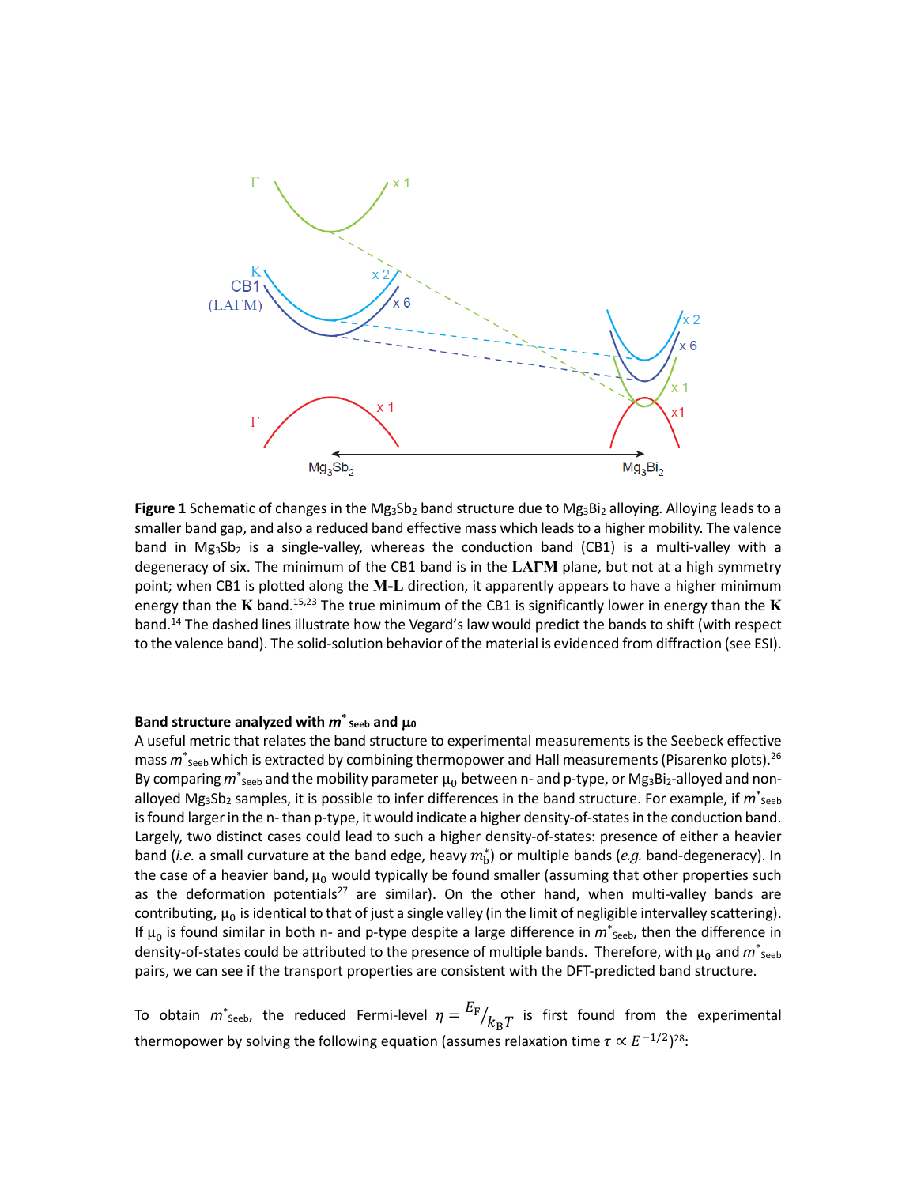**Figure 1** Schematic of changes in the $Mg_3Sb_2$ band structure due to $Mg_3Bi_2$ alloying. Alloying leads to a smaller band gap, and also a reduced band effective mass which leads to a higher mobility. The valence band in $Mg_3Sb_2$ is a single-valley, whereas the conduction band (CB1) is a multi-valley with a degeneracy of six. The minimum of the CB1 band is in the **LΓM** plane, but not at a high symmetry point; when CB1 is plotted along the **M-L** direction, it apparently appears to have a higher minimum energy than the **K** band.[15,23] The true minimum of the CB1 is significantly lower in energy than the **K** band.[14] The dashed lines illustrate how the Vegard's law would predict the bands to shift (with respect to the valence band). The solid-solution behavior of the material is evidenced from diffraction (see ESI).

### Band structure analyzed with $m^*_{\mathrm{Seeb}}$ and $\mu_0$

A useful metric that relates the band structure to experimental measurements is the Seebeck effective mass $m^*_{\mathrm{Seeb}}$ which is extracted by combining thermopower and Hall measurements (Pisarenko plots).[26] By comparing $m^*_{\mathrm{Seeb}}$ and the mobility parameter $\mu_0$ between n- and p-type, or $Mg_3Bi_2$-alloyed and non-alloyed $Mg_3Sb_2$ samples, it is possible to infer differences in the band structure. For example, if $m^*_{\mathrm{Seeb}}$ is found larger in the n- than p-type, it would indicate a higher density-of-states in the conduction band. Largely, two distinct cases could lead to such a higher density-of-states: presence of either a heavier band (*i.e.* a small curvature at the band edge, heavy $m^*_{\mathrm{b}}$) or multiple bands (*e.g.* band-degeneracy). In the case of a heavier band, $\mu_0$ would typically be found smaller (assuming that other properties such as the deformation potentials[27] are similar). On the other hand, when multi-valley bands are contributing, $\mu_0$ is identical to that of just a single valley (in the limit of negligible intervalley scattering). If $\mu_0$ is found similar in both n- and p-type despite a large difference in $m^*_{\mathrm{Seeb}}$, then the difference in density-of-states could be attributed to the presence of multiple bands. Therefore, with $\mu_0$ and $m^*_{\mathrm{Seeb}}$ pairs, we can see if the transport properties are consistent with the DFT-predicted band structure.

To obtain $m^*_{\mathrm{Seeb}}$, the reduced Fermi-level $\eta = {E_\mathrm{F}}/{k_\mathrm{B}T}$ is first found from the experimental thermopower by solving the following equation (assumes relaxation time $\tau \propto E^{-1/2}$)[28]: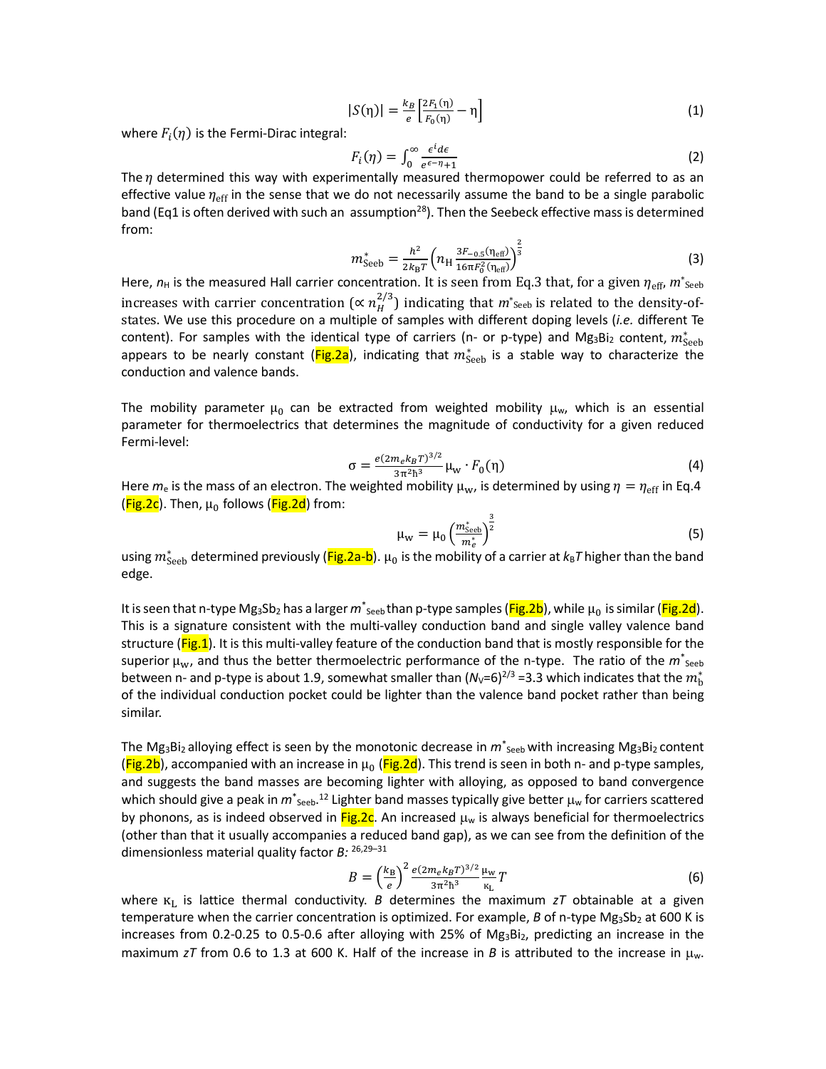$$|S(\eta)| = \frac{k_B}{e}\left[\frac{2F_1(\eta)}{F_0(\eta)} - \eta\right] \quad (1)$$

where $F_i(\eta)$ is the Fermi-Dirac integral:

$$F_i(\eta) = \int_0^{\infty} \frac{\epsilon^i d\epsilon}{e^{\epsilon-\eta}+1} \quad (2)$$

The $\eta$ determined this way with experimentally measured thermopower could be referred to as an effective value $\eta_{\mathrm{eff}}$ in the sense that we do not necessarily assume the band to be a single parabolic band (Eq1 is often derived with such an assumption[28]). Then the Seebeck effective mass is determined from:

$$m^*_{\mathrm{Seeb}} = \frac{h^2}{2k_B T}\left(n_H \frac{3F_{-0.5}(\eta_{\mathrm{eff}})}{16\pi F_0^2(\eta_{\mathrm{eff}})}\right)^{\frac{2}{3}} \quad (3)$$

Here, $n_H$ is the measured Hall carrier concentration. It is seen from Eq.3 that, for a given $\eta_{\mathrm{eff}}$, $m^*_{\mathrm{Seeb}}$ increases with carrier concentration ($\propto n_H^{2/3}$) indicating that $m^*_{\mathrm{Seeb}}$ is related to the density-of-states. We use this procedure on a multiple of samples with different doping levels (*i.e.* different Te content). For samples with the identical type of carriers (n- or p-type) and $Mg_3Bi_2$ content, $m^*_{\mathrm{Seeb}}$ appears to be nearly constant (Fig.2a), indicating that $m^*_{\mathrm{Seeb}}$ is a stable way to characterize the conduction and valence bands.

The mobility parameter $\mu_0$ can be extracted from weighted mobility $\mu_w$, which is an essential parameter for thermoelectrics that determines the magnitude of conductivity for a given reduced Fermi-level:

$$\sigma = \frac{e(2m_e k_B T)^{3/2}}{3\pi^2\hbar^3}\mu_w \cdot F_0(\eta) \quad (4)$$

Here $m_e$ is the mass of an electron. The weighted mobility $\mu_w$, is determined by using $\eta = \eta_{\mathrm{eff}}$ in Eq.4 (Fig.2c). Then, $\mu_0$ follows (Fig.2d) from:

$$\mu_w = \mu_0\left(\frac{m^*_{\mathrm{Seeb}}}{m^*_e}\right)^{\frac{3}{2}} \quad (5)$$

using $m^*_{\mathrm{Seeb}}$ determined previously (Fig.2a-b). $\mu_0$ is the mobility of a carrier at $k_B T$ higher than the band edge.

It is seen that n-type $Mg_3Sb_2$ has a larger $m^*_{\mathrm{Seeb}}$ than p-type samples (Fig.2b), while $\mu_0$ is similar (Fig.2d). This is a signature consistent with the multi-valley conduction band and single valley valence band structure (Fig.1). It is this multi-valley feature of the conduction band that is mostly responsible for the superior $\mu_w$, and thus the better thermoelectric performance of the n-type. The ratio of the $m^*_{\mathrm{Seeb}}$ between n- and p-type is about 1.9, somewhat smaller than $(N_V=6)^{2/3}=3.3$ which indicates that the $m^*_b$ of the individual conduction pocket could be lighter than the valence band pocket rather than being similar.

The $Mg_3Bi_2$ alloying effect is seen by the monotonic decrease in $m^*_{\mathrm{Seeb}}$ with increasing $Mg_3Bi_2$ content (Fig.2b), accompanied with an increase in $\mu_0$ (Fig.2d). This trend is seen in both n- and p-type samples, and suggests the band masses are becoming lighter with alloying, as opposed to band convergence which should give a peak in $m^*_{\mathrm{Seeb}}$.[12] Lighter band masses typically give better $\mu_w$ for carriers scattered by phonons, as is indeed observed in Fig.2c. An increased $\mu_w$ is always beneficial for thermoelectrics (other than that it usually accompanies a reduced band gap), as we can see from the definition of the dimensionless material quality factor *B:* [26,29–31]

$$B = \left(\frac{k_B}{e}\right)^2 \frac{e(2m_e k_B T)^{3/2}}{3\pi^2\hbar^3}\frac{\mu_w}{\kappa_L}T \quad (6)$$

where $\kappa_L$ is lattice thermal conductivity. $B$ determines the maximum $zT$ obtainable at a given temperature when the carrier concentration is optimized. For example, $B$ of n-type $Mg_3Sb_2$ at 600 K is increases from 0.2-0.25 to 0.5-0.6 after alloying with 25% of $Mg_3Bi_2$, predicting an increase in the maximum $zT$ from 0.6 to 1.3 at 600 K. Half of the increase in $B$ is attributed to the increase in $\mu_w$.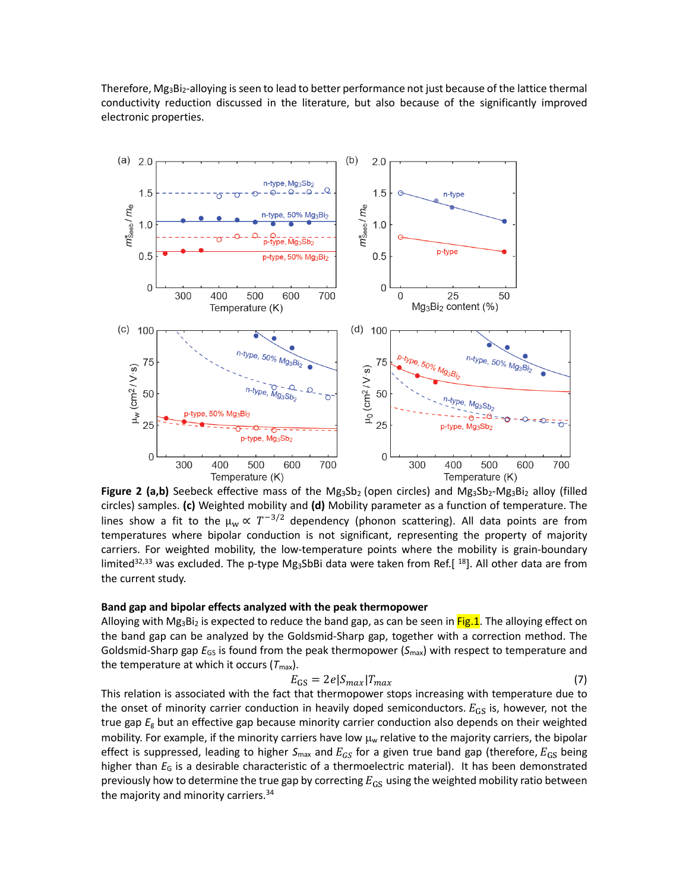Therefore, $Mg_3Bi_2$-alloying is seen to lead to better performance not just because of the lattice thermal conductivity reduction discussed in the literature, but also because of the significantly improved electronic properties.

**Figure 2 (a,b)** Seebeck effective mass of the $Mg_3Sb_2$ (open circles) and $Mg_3Sb_2$-$Mg_3Bi_2$ alloy (filled circles) samples. **(c)** Weighted mobility and **(d)** Mobility parameter as a function of temperature. The lines show a fit to the $\mu_w \propto T^{-3/2}$ dependency (phonon scattering). All data points are from temperatures where bipolar conduction is not significant, representing the property of majority carriers. For weighted mobility, the low-temperature points where the mobility is grain-boundary limited[32,33] was excluded. The p-type $Mg_3SbBi$ data were taken from Ref.[ [18]]. All other data are from the current study.

### Band gap and bipolar effects analyzed with the peak thermopower

Alloying with $Mg_3Bi_2$ is expected to reduce the band gap, as can be seen in Fig.1. The alloying effect on the band gap can be analyzed by the Goldsmid-Sharp gap, together with a correction method. The Goldsmid-Sharp gap $E_{GS}$ is found from the peak thermopower ($S_{max}$) with respect to temperature and the temperature at which it occurs ($T_{max}$).

$$E_{GS} = 2e|S_{max}|T_{max} \tag{7}$$

This relation is associated with the fact that thermopower stops increasing with temperature due to the onset of minority carrier conduction in heavily doped semiconductors. $E_{GS}$ is, however, not the true gap $E_g$ but an effective gap because minority carrier conduction also depends on their weighted mobility. For example, if the minority carriers have low $\mu_w$ relative to the majority carriers, the bipolar effect is suppressed, leading to higher $S_{max}$ and $E_{GS}$ for a given true band gap (therefore, $E_{GS}$ being higher than $E_G$ is a desirable characteristic of a thermoelectric material). It has been demonstrated previously how to determine the true gap by correcting $E_{GS}$ using the weighted mobility ratio between the majority and minority carriers.[34]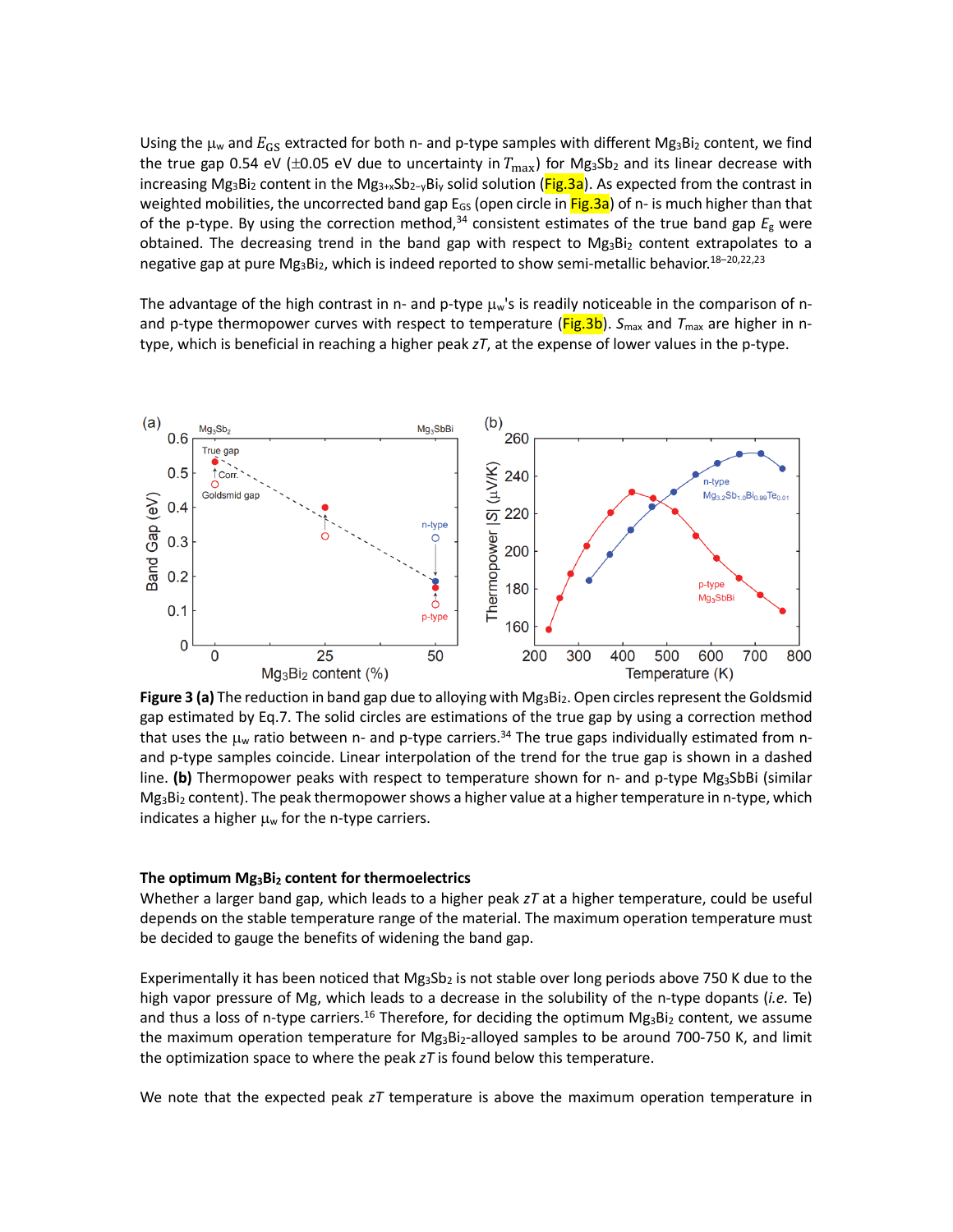Using the $\mu_w$ and $E_{GS}$ extracted for both n- and p-type samples with different $Mg_3Bi_2$ content, we find the true gap 0.54 eV (±0.05 eV due to uncertainty in $T_{max}$) for $Mg_3Sb_2$ and its linear decrease with increasing $Mg_3Bi_2$ content in the $Mg_{3+x}Sb_{2-y}Bi_y$ solid solution (Fig.3a). As expected from the contrast in weighted mobilities, the uncorrected band gap $E_{GS}$ (open circle in Fig.3a) of n- is much higher than that of the p-type. By using the correction method,[34] consistent estimates of the true band gap $E_g$ were obtained. The decreasing trend in the band gap with respect to $Mg_3Bi_2$ content extrapolates to a negative gap at pure $Mg_3Bi_2$, which is indeed reported to show semi-metallic behavior.[18–20,22,23]

The advantage of the high contrast in n- and p-type $\mu_w$'s is readily noticeable in the comparison of n- and p-type thermopower curves with respect to temperature (Fig.3b). $S_{max}$ and $T_{max}$ are higher in n-type, which is beneficial in reaching a higher peak $zT$, at the expense of lower values in the p-type.

**Figure 3 (a)** The reduction in band gap due to alloying with $Mg_3Bi_2$. Open circles represent the Goldsmid gap estimated by Eq.7. The solid circles are estimations of the true gap by using a correction method that uses the $\mu_w$ ratio between n- and p-type carriers.[34] The true gaps individually estimated from n- and p-type samples coincide. Linear interpolation of the trend for the true gap is shown in a dashed line. **(b)** Thermopower peaks with respect to temperature shown for n- and p-type $Mg_3SbBi$ (similar $Mg_3Bi_2$ content). The peak thermopower shows a higher value at a higher temperature in n-type, which indicates a higher $\mu_w$ for the n-type carriers.

**The optimum $Mg_3Bi_2$ content for thermoelectrics**

Whether a larger band gap, which leads to a higher peak $zT$ at a higher temperature, could be useful depends on the stable temperature range of the material. The maximum operation temperature must be decided to gauge the benefits of widening the band gap.

Experimentally it has been noticed that $Mg_3Sb_2$ is not stable over long periods above 750 K due to the high vapor pressure of Mg, which leads to a decrease in the solubility of the n-type dopants (*i.e.* Te) and thus a loss of n-type carriers.[16] Therefore, for deciding the optimum $Mg_3Bi_2$ content, we assume the maximum operation temperature for $Mg_3Bi_2$-alloyed samples to be around 700-750 K, and limit the optimization space to where the peak $zT$ is found below this temperature.

We note that the expected peak $zT$ temperature is above the maximum operation temperature in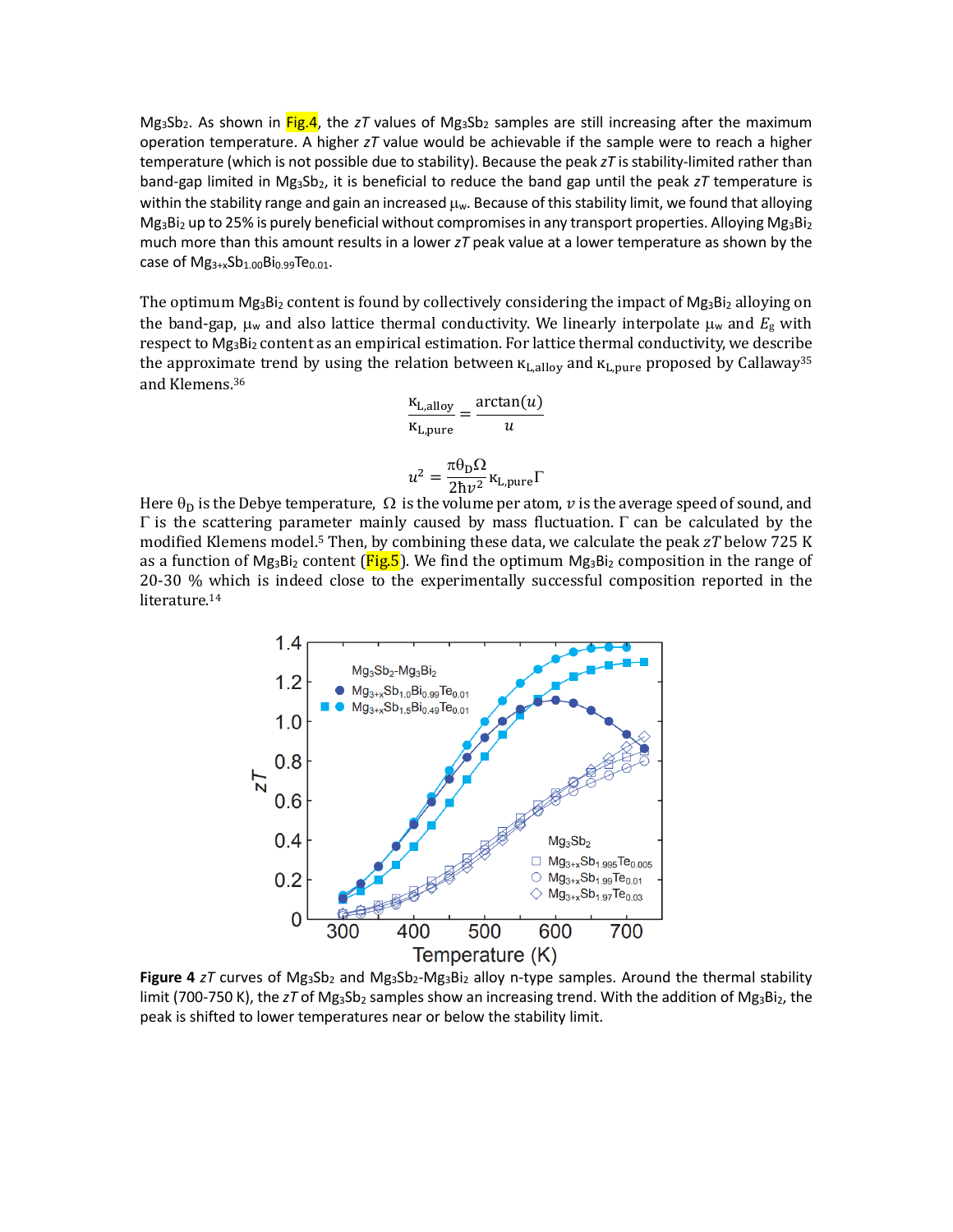$Mg_3Sb_2$. As shown in Fig.4, the $zT$ values of $Mg_3Sb_2$ samples are still increasing after the maximum operation temperature. A higher $zT$ value would be achievable if the sample were to reach a higher temperature (which is not possible due to stability). Because the peak $zT$ is stability-limited rather than band-gap limited in $Mg_3Sb_2$, it is beneficial to reduce the band gap until the peak $zT$ temperature is within the stability range and gain an increased $\mu_w$. Because of this stability limit, we found that alloying $Mg_3Bi_2$ up to 25% is purely beneficial without compromises in any transport properties. Alloying $Mg_3Bi_2$ much more than this amount results in a lower $zT$ peak value at a lower temperature as shown by the case of $Mg_{3+x}Sb_{1.00}Bi_{0.99}Te_{0.01}$.

The optimum $Mg_3Bi_2$ content is found by collectively considering the impact of $Mg_3Bi_2$ alloying on the band-gap, $\mu_w$ and also lattice thermal conductivity. We linearly interpolate $\mu_w$ and $E_g$ with respect to $Mg_3Bi_2$ content as an empirical estimation. For lattice thermal conductivity, we describe the approximate trend by using the relation between $\kappa_{L,alloy}$ and $\kappa_{L,pure}$ proposed by Callaway[35] and Klemens.[36]

$$\frac{\kappa_{L,alloy}}{\kappa_{L,pure}} = \frac{\arctan(u)}{u}$$

$$u^2 = \frac{\pi \theta_D \Omega}{2\hbar v^2} \kappa_{L,pure} \Gamma$$

Here $\theta_D$ is the Debye temperature, $\Omega$ is the volume per atom, $v$ is the average speed of sound, and $\Gamma$ is the scattering parameter mainly caused by mass fluctuation. $\Gamma$ can be calculated by the modified Klemens model.[5] Then, by combining these data, we calculate the peak $zT$ below 725 K as a function of $Mg_3Bi_2$ content (Fig.5). We find the optimum $Mg_3Bi_2$ composition in the range of 20-30 % which is indeed close to the experimentally successful composition reported in the literature.[14]

**Figure 4** $zT$ curves of $Mg_3Sb_2$ and $Mg_3Sb_2$-$Mg_3Bi_2$ alloy n-type samples. Around the thermal stability limit (700-750 K), the $zT$ of $Mg_3Sb_2$ samples show an increasing trend. With the addition of $Mg_3Bi_2$, the peak is shifted to lower temperatures near or below the stability limit.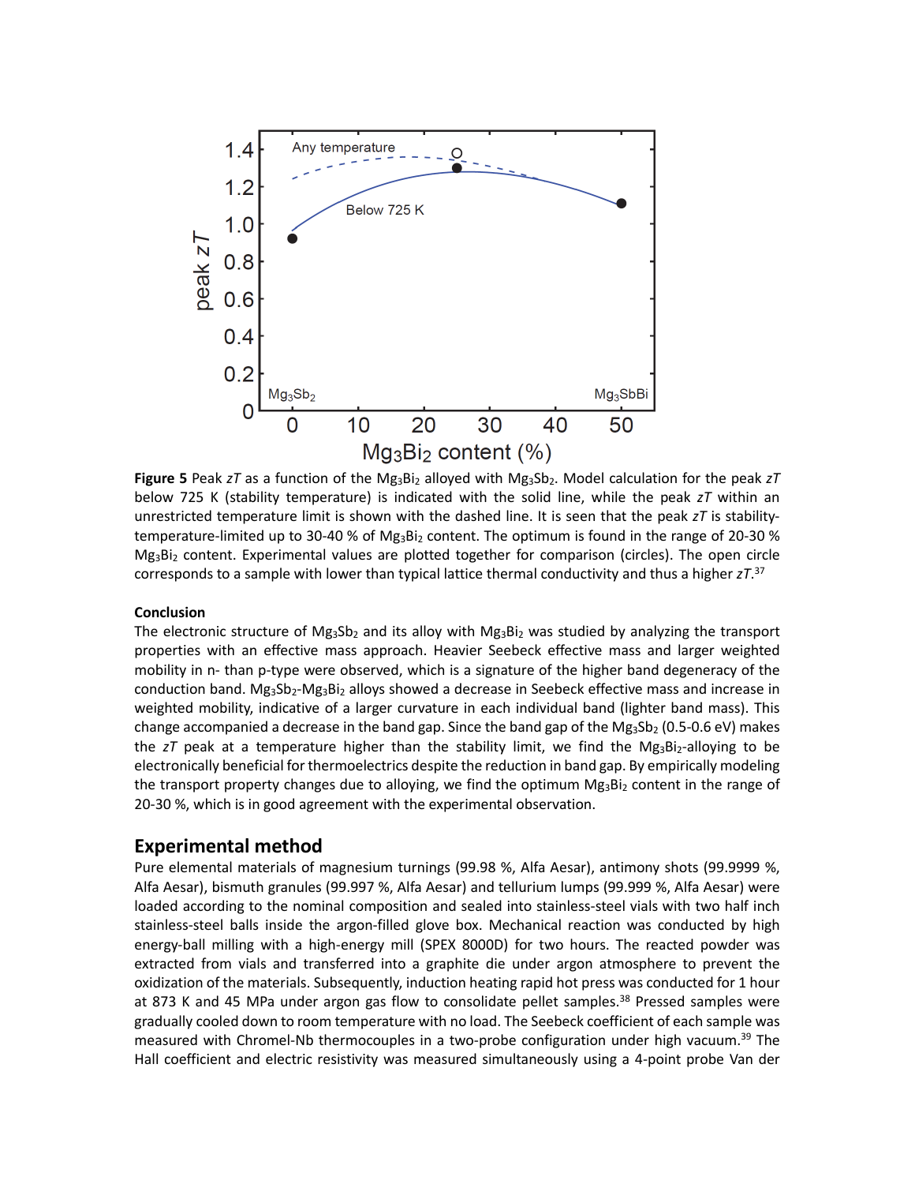**Figure 5** Peak *zT* as a function of the $Mg_3Bi_2$ alloyed with $Mg_3Sb_2$. Model calculation for the peak *zT* below 725 K (stability temperature) is indicated with the solid line, while the peak *zT* within an unrestricted temperature limit is shown with the dashed line. It is seen that the peak *zT* is stability-temperature-limited up to 30-40 % of $Mg_3Bi_2$ content. The optimum is found in the range of 20-30 % $Mg_3Bi_2$ content. Experimental values are plotted together for comparison (circles). The open circle corresponds to a sample with lower than typical lattice thermal conductivity and thus a higher *zT*.[37]

#### Conclusion

The electronic structure of $Mg_3Sb_2$ and its alloy with $Mg_3Bi_2$ was studied by analyzing the transport properties with an effective mass approach. Heavier Seebeck effective mass and larger weighted mobility in n- than p-type were observed, which is a signature of the higher band degeneracy of the conduction band. $Mg_3Sb_2$-$Mg_3Bi_2$ alloys showed a decrease in Seebeck effective mass and increase in weighted mobility, indicative of a larger curvature in each individual band (lighter band mass). This change accompanied a decrease in the band gap. Since the band gap of the $Mg_3Sb_2$ (0.5-0.6 eV) makes the *zT* peak at a temperature higher than the stability limit, we find the $Mg_3Bi_2$-alloying to be electronically beneficial for thermoelectrics despite the reduction in band gap. By empirically modeling the transport property changes due to alloying, we find the optimum $Mg_3Bi_2$ content in the range of 20-30 %, which is in good agreement with the experimental observation.

## Experimental method

Pure elemental materials of magnesium turnings (99.98 %, Alfa Aesar), antimony shots (99.9999 %, Alfa Aesar), bismuth granules (99.997 %, Alfa Aesar) and tellurium lumps (99.999 %, Alfa Aesar) were loaded according to the nominal composition and sealed into stainless-steel vials with two half inch stainless-steel balls inside the argon-filled glove box. Mechanical reaction was conducted by high energy-ball milling with a high-energy mill (SPEX 8000D) for two hours. The reacted powder was extracted from vials and transferred into a graphite die under argon atmosphere to prevent the oxidization of the materials. Subsequently, induction heating rapid hot press was conducted for 1 hour at 873 K and 45 MPa under argon gas flow to consolidate pellet samples.[38] Pressed samples were gradually cooled down to room temperature with no load. The Seebeck coefficient of each sample was measured with Chromel-Nb thermocouples in a two-probe configuration under high vacuum.[39] The Hall coefficient and electric resistivity was measured simultaneously using a 4-point probe Van der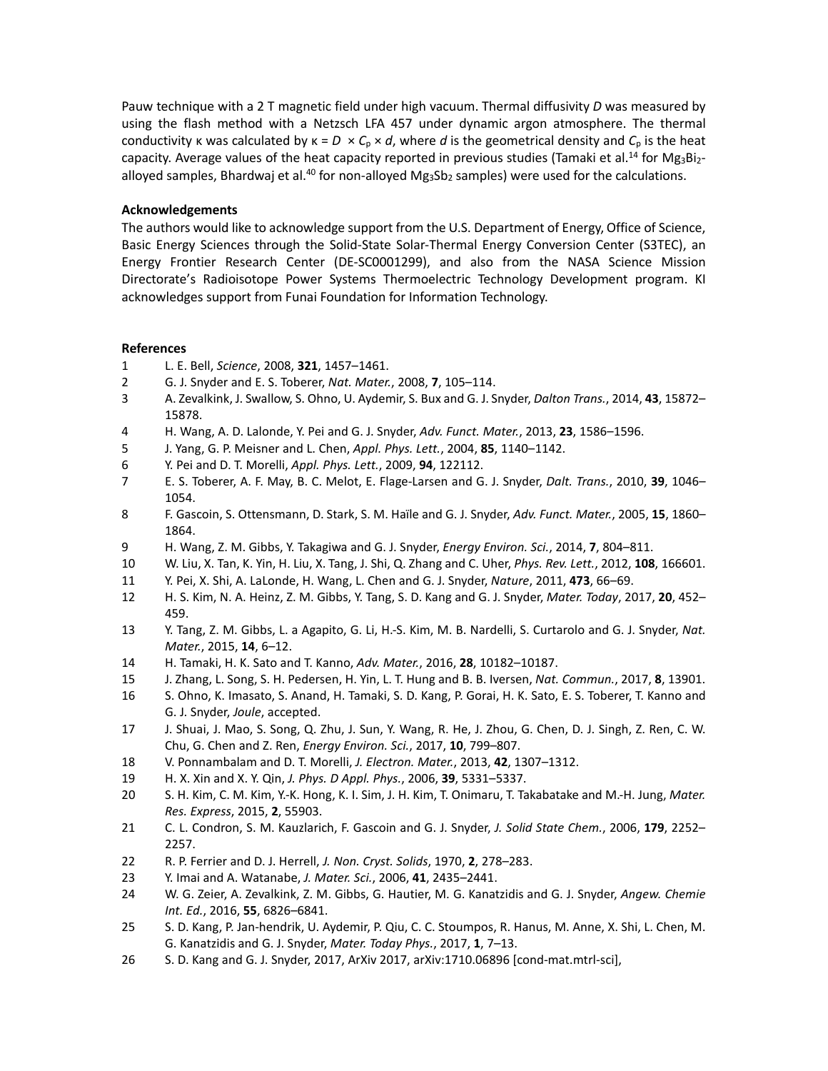Pauw technique with a 2 T magnetic field under high vacuum. Thermal diffusivity $D$ was measured by using the flash method with a Netzsch LFA 457 under dynamic argon atmosphere. The thermal conductivity κ was calculated by $\kappa = D \times C_p \times d$, where $d$ is the geometrical density and $C_p$ is the heat capacity. Average values of the heat capacity reported in previous studies (Tamaki et al.[14] for $Mg_3Bi_2$-alloyed samples, Bhardwaj et al.[40] for non-alloyed $Mg_3Sb_2$ samples) were used for the calculations.

### Acknowledgements

The authors would like to acknowledge support from the U.S. Department of Energy, Office of Science, Basic Energy Sciences through the Solid-State Solar-Thermal Energy Conversion Center (S3TEC), an Energy Frontier Research Center (DE-SC0001299), and also from the NASA Science Mission Directorate's Radioisotope Power Systems Thermoelectric Technology Development program. KI acknowledges support from Funai Foundation for Information Technology.

### References

1. L. E. Bell, *Science*, 2008, **321**, 1457–1461.
2. G. J. Snyder and E. S. Toberer, *Nat. Mater.*, 2008, **7**, 105–114.
3. A. Zevalkink, J. Swallow, S. Ohno, U. Aydemir, S. Bux and G. J. Snyder, *Dalton Trans.*, 2014, **43**, 15872–15878.
4. H. Wang, A. D. Lalonde, Y. Pei and G. J. Snyder, *Adv. Funct. Mater.*, 2013, **23**, 1586–1596.
5. J. Yang, G. P. Meisner and L. Chen, *Appl. Phys. Lett.*, 2004, **85**, 1140–1142.
6. Y. Pei and D. T. Morelli, *Appl. Phys. Lett.*, 2009, **94**, 122112.
7. E. S. Toberer, A. F. May, B. C. Melot, E. Flage-Larsen and G. J. Snyder, *Dalt. Trans.*, 2010, **39**, 1046–1054.
8. F. Gascoin, S. Ottensmann, D. Stark, S. M. Haïle and G. J. Snyder, *Adv. Funct. Mater.*, 2005, **15**, 1860–1864.
9. H. Wang, Z. M. Gibbs, Y. Takagiwa and G. J. Snyder, *Energy Environ. Sci.*, 2014, **7**, 804–811.
10. W. Liu, X. Tan, K. Yin, H. Liu, X. Tang, J. Shi, Q. Zhang and C. Uher, *Phys. Rev. Lett.*, 2012, **108**, 166601.
11. Y. Pei, X. Shi, A. LaLonde, H. Wang, L. Chen and G. J. Snyder, *Nature*, 2011, **473**, 66–69.
12. H. S. Kim, N. A. Heinz, Z. M. Gibbs, Y. Tang, S. D. Kang and G. J. Snyder, *Mater. Today*, 2017, **20**, 452–459.
13. Y. Tang, Z. M. Gibbs, L. a Agapito, G. Li, H.-S. Kim, M. B. Nardelli, S. Curtarolo and G. J. Snyder, *Nat. Mater.*, 2015, **14**, 6–12.
14. H. Tamaki, H. K. Sato and T. Kanno, *Adv. Mater.*, 2016, **28**, 10182–10187.
15. J. Zhang, L. Song, S. H. Pedersen, H. Yin, L. T. Hung and B. B. Iversen, *Nat. Commun.*, 2017, **8**, 13901.
16. S. Ohno, K. Imasato, S. Anand, H. Tamaki, S. D. Kang, P. Gorai, H. K. Sato, E. S. Toberer, T. Kanno and G. J. Snyder, *Joule*, accepted.
17. J. Shuai, J. Mao, S. Song, Q. Zhu, J. Sun, Y. Wang, R. He, J. Zhou, G. Chen, D. J. Singh, Z. Ren, C. W. Chu, G. Chen and Z. Ren, *Energy Environ. Sci.*, 2017, **10**, 799–807.
18. V. Ponnambalam and D. T. Morelli, *J. Electron. Mater.*, 2013, **42**, 1307–1312.
19. H. X. Xin and X. Y. Qin, *J. Phys. D Appl. Phys.*, 2006, **39**, 5331–5337.
20. S. H. Kim, C. M. Kim, Y.-K. Hong, K. I. Sim, J. H. Kim, T. Onimaru, T. Takabatake and M.-H. Jung, *Mater. Res. Express*, 2015, **2**, 55903.
21. C. L. Condron, S. M. Kauzlarich, F. Gascoin and G. J. Snyder, *J. Solid State Chem.*, 2006, **179**, 2252–2257.
22. R. P. Ferrier and D. J. Herrell, *J. Non. Cryst. Solids*, 1970, **2**, 278–283.
23. Y. Imai and A. Watanabe, *J. Mater. Sci.*, 2006, **41**, 2435–2441.
24. W. G. Zeier, A. Zevalkink, Z. M. Gibbs, G. Hautier, M. G. Kanatzidis and G. J. Snyder, *Angew. Chemie Int. Ed.*, 2016, **55**, 6826–6841.
25. S. D. Kang, P. Jan-hendrik, U. Aydemir, P. Qiu, C. C. Stoumpos, R. Hanus, M. Anne, X. Shi, L. Chen, M. G. Kanatzidis and G. J. Snyder, *Mater. Today Phys.*, 2017, **1**, 7–13.
26. S. D. Kang and G. J. Snyder, 2017, ArXiv 2017, arXiv:1710.06896 [cond-mat.mtrl-sci],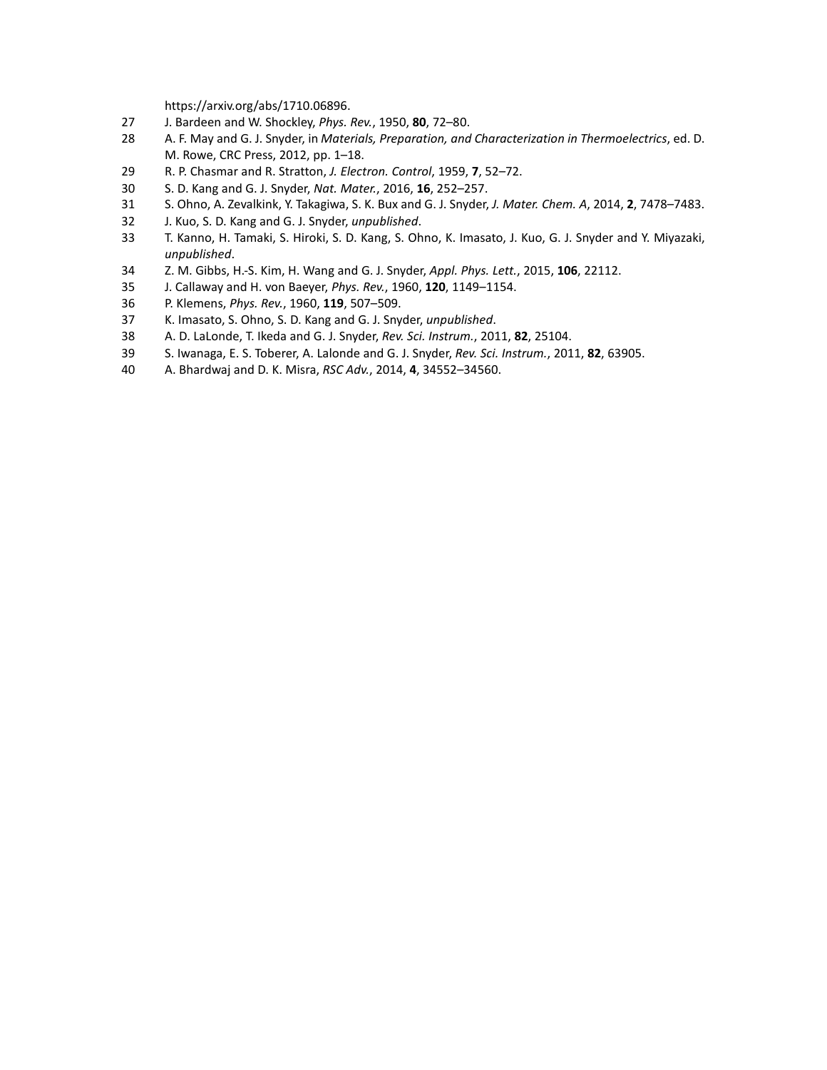https://arxiv.org/abs/1710.06896.

27 J. Bardeen and W. Shockley, *Phys. Rev.*, 1950, **80**, 72–80.

28 A. F. May and G. J. Snyder, in *Materials, Preparation, and Characterization in Thermoelectrics*, ed. D. M. Rowe, CRC Press, 2012, pp. 1–18.

29 R. P. Chasmar and R. Stratton, *J. Electron. Control*, 1959, **7**, 52–72.

30 S. D. Kang and G. J. Snyder, *Nat. Mater.*, 2016, **16**, 252–257.

31 S. Ohno, A. Zevalkink, Y. Takagiwa, S. K. Bux and G. J. Snyder, *J. Mater. Chem. A*, 2014, **2**, 7478–7483.

32 J. Kuo, S. D. Kang and G. J. Snyder, *unpublished*.

33 T. Kanno, H. Tamaki, S. Hiroki, S. D. Kang, S. Ohno, K. Imasato, J. Kuo, G. J. Snyder and Y. Miyazaki, *unpublished*.

34 Z. M. Gibbs, H.-S. Kim, H. Wang and G. J. Snyder, *Appl. Phys. Lett.*, 2015, **106**, 22112.

35 J. Callaway and H. von Baeyer, *Phys. Rev.*, 1960, **120**, 1149–1154.

36 P. Klemens, *Phys. Rev.*, 1960, **119**, 507–509.

37 K. Imasato, S. Ohno, S. D. Kang and G. J. Snyder, *unpublished*.

38 A. D. LaLonde, T. Ikeda and G. J. Snyder, *Rev. Sci. Instrum.*, 2011, **82**, 25104.

39 S. Iwanaga, E. S. Toberer, A. Lalonde and G. J. Snyder, *Rev. Sci. Instrum.*, 2011, **82**, 63905.

40 A. Bhardwaj and D. K. Misra, *RSC Adv.*, 2014, **4**, 34552–34560.